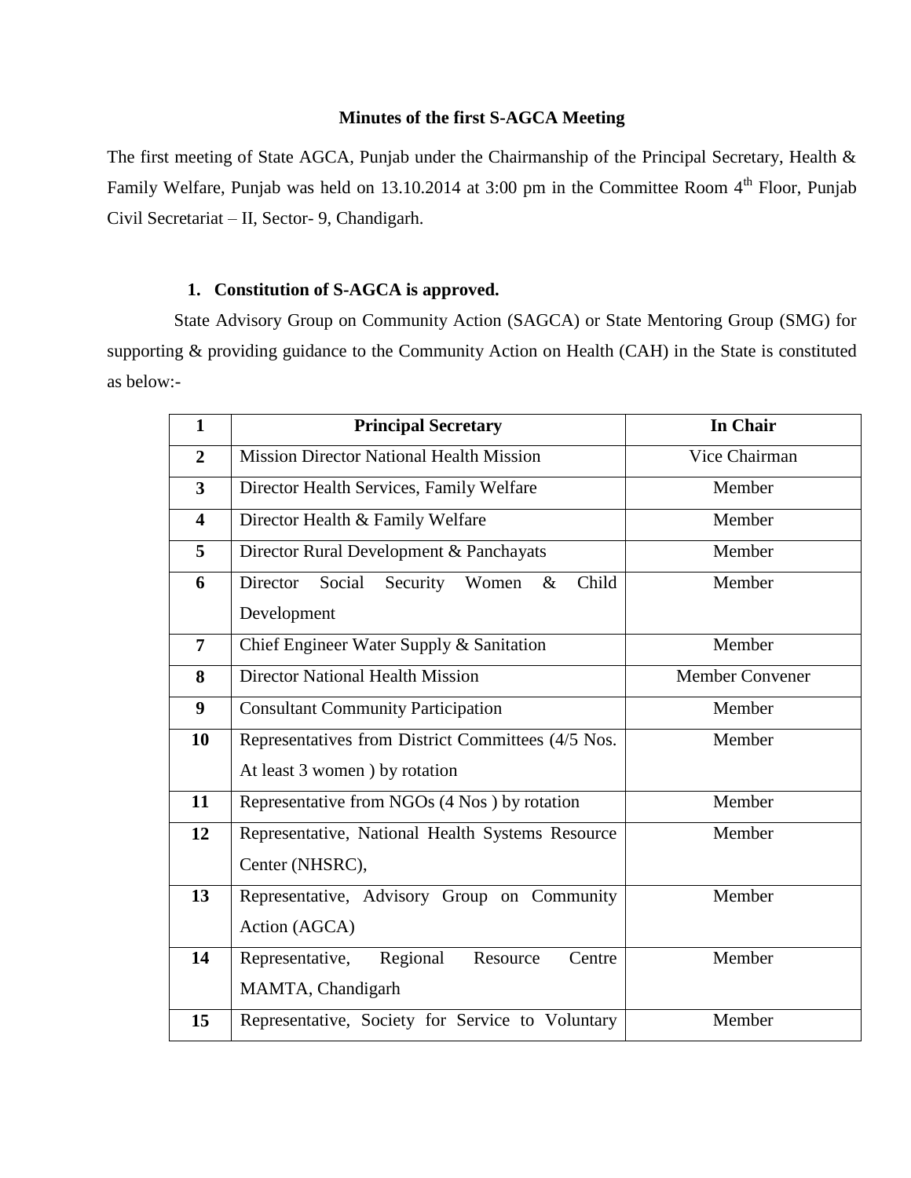# Minutes of the first S-AGCA Meeting

The first meeting of State AGCA, Punjab under the Chairmanship of the Principal Secretary, Health & Family Welfare, Punjab was held on 13.10.2014 at 3:00 pm in the Committee Room 4th Floor, Punjab Civil Secretariat – II, Sector- 9, Chandigarh.

1. **Constitution of S-AGCA is approved.**

State Advisory Group on Community Action (SAGCA) or State Mentoring Group (SMG) for supporting & providing guidance to the Community Action on Health (CAH) in the State is constituted as below:-

| **1** | **Principal Secretary** | **In Chair** |
|---|---|---|
| **2** | Mission Director National Health Mission | Vice Chairman |
| **3** | Director Health Services, Family Welfare | Member |
| **4** | Director Health & Family Welfare | Member |
| **5** | Director Rural Development & Panchayats | Member |
| **6** | Director Social Security Women & Child Development | Member |
| **7** | Chief Engineer Water Supply & Sanitation | Member |
| **8** | Director National Health Mission | Member Convener |
| **9** | Consultant Community Participation | Member |
| **10** | Representatives from District Committees (4/5 Nos. At least 3 women ) by rotation | Member |
| **11** | Representative from NGOs (4 Nos ) by rotation | Member |
| **12** | Representative, National Health Systems Resource Center (NHSRC), | Member |
| **13** | Representative, Advisory Group on Community Action (AGCA) | Member |
| **14** | Representative, Regional Resource Centre MAMTA, Chandigarh | Member |
| **15** | Representative, Society for Service to Voluntary | Member |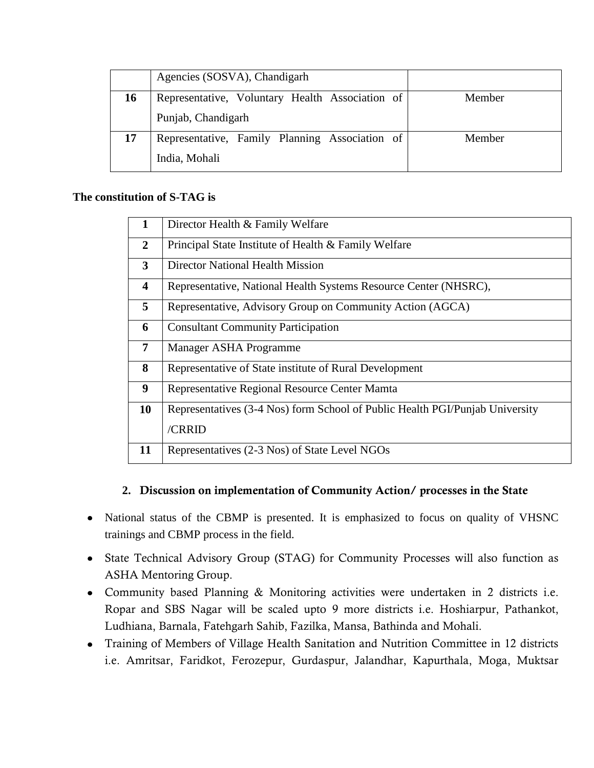|  | Agencies (SOSVA), Chandigarh |  |
|---|---|---|
| **16** | Representative, Voluntary Health Association of Punjab, Chandigarh | Member |
| **17** | Representative, Family Planning Association of India, Mohali | Member |

**The constitution of S-TAG is**

| **1** | Director Health & Family Welfare |
|---|---|
| **2** | Principal State Institute of Health & Family Welfare |
| **3** | Director National Health Mission |
| **4** | Representative, National Health Systems Resource Center (NHSRC), |
| **5** | Representative, Advisory Group on Community Action (AGCA) |
| **6** | Consultant Community Participation |
| **7** | Manager ASHA Programme |
| **8** | Representative of State institute of Rural Development |
| **9** | Representative Regional Resource Center Mamta |
| **10** | Representatives (3-4 Nos) form School of Public Health PGI/Punjab University /CRRID |
| **11** | Representatives (2-3 Nos) of State Level NGOs |

## 2. Discussion on implementation of Community Action/ processes in the State

- National status of the CBMP is presented. It is emphasized to focus on quality of VHSNC trainings and CBMP process in the field.
- State Technical Advisory Group (STAG) for Community Processes will also function as ASHA Mentoring Group.
- Community based Planning & Monitoring activities were undertaken in 2 districts i.e. Ropar and SBS Nagar will be scaled upto 9 more districts i.e. Hoshiarpur, Pathankot, Ludhiana, Barnala, Fatehgarh Sahib, Fazilka, Mansa, Bathinda and Mohali.
- Training of Members of Village Health Sanitation and Nutrition Committee in 12 districts i.e. Amritsar, Faridkot, Ferozepur, Gurdaspur, Jalandhar, Kapurthala, Moga, Muktsar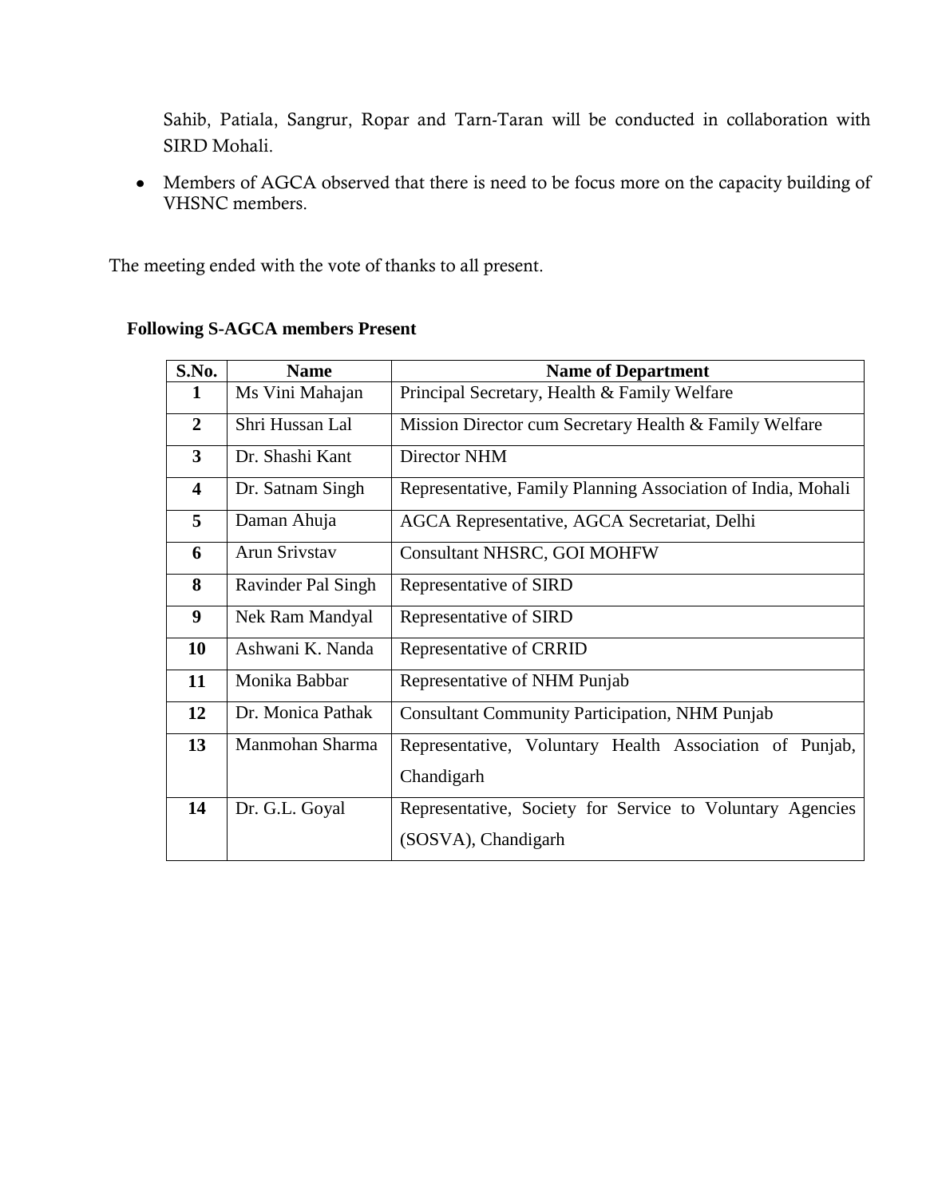Sahib, Patiala, Sangrur, Ropar and Tarn-Taran will be conducted in collaboration with SIRD Mohali.

- Members of AGCA observed that there is need to be focus more on the capacity building of VHSNC members.

The meeting ended with the vote of thanks to all present.

**Following S-AGCA members Present**

| S.No. | Name | Name of Department |
|---|---|---|
| **1** | Ms Vini Mahajan | Principal Secretary, Health & Family Welfare |
| **2** | Shri Hussan Lal | Mission Director cum Secretary Health & Family Welfare |
| **3** | Dr. Shashi Kant | Director NHM |
| **4** | Dr. Satnam Singh | Representative, Family Planning Association of India, Mohali |
| **5** | Daman Ahuja | AGCA Representative, AGCA Secretariat, Delhi |
| **6** | Arun Srivstav | Consultant NHSRC, GOI MOHFW |
| **8** | Ravinder Pal Singh | Representative of SIRD |
| **9** | Nek Ram Mandyal | Representative of SIRD |
| **10** | Ashwani K. Nanda | Representative of CRRID |
| **11** | Monika Babbar | Representative of NHM Punjab |
| **12** | Dr. Monica Pathak | Consultant Community Participation, NHM Punjab |
| **13** | Manmohan Sharma | Representative, Voluntary Health Association of Punjab, Chandigarh |
| **14** | Dr. G.L. Goyal | Representative, Society for Service to Voluntary Agencies (SOSVA), Chandigarh |